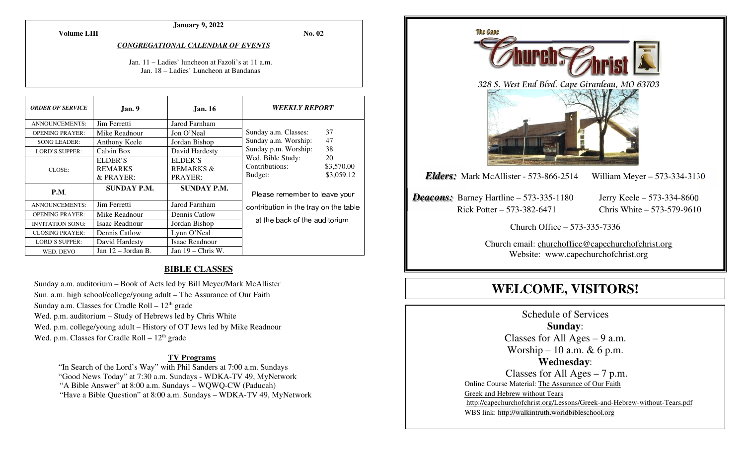**January 9, 2022**

**Volume LIII** **No. 02**

***CONGREGATIONAL CALENDAR OF EVENTS***

Jan. 11 – Ladies' luncheon at Fazoli's at 11 a.m.
Jan. 18 – Ladies' Luncheon at Bandanas

| *ORDER OF SERVICE* | Jan. 9 | Jan. 16 |
|---|---|---|
| ANNOUNCEMENTS: | Jim Ferretti | Jarod Farnham |
| OPENING PRAYER: | Mike Readnour | Jon O'Neal |
| SONG LEADER: | Anthony Keele | Jordan Bishop |
| LORD'S SUPPER: | Calvin Box | David Hardesty |
| CLOSE: | ELDER'S REMARKS & PRAYER: | ELDER'S REMARKS & PRAYER: |
| **P.M.** | **SUNDAY P.M.** | **SUNDAY P.M.** |
| ANNOUNCEMENTS: | Jim Ferretti | Jarod Farnham |
| OPENING PRAYER: | Mike Readnour | Dennis Catlow |
| INVITATION SONG: | Isaac Readnour | Jordan Bishop |
| CLOSING PRAYER: | Dennis Catlow | Lynn O'Neal |
| LORD'S SUPPER: | David Hardesty | Isaac Readnour |
| WED. DEVO | Jan 12 – Jordan B. | Jan 19 – Chris W. |

***WEEKLY REPORT***

| | |
|---|---|
| Sunday a.m. Classes: | 37 |
| Sunday a.m. Worship: | 47 |
| Sunday p.m. Worship: | 38 |
| Wed. Bible Study: | 20 |
| Contributions: | $3,570.00 |
| Budget: | $3,059.12 |

Please remember to leave your contribution in the tray on the table at the back of the auditorium.

## BIBLE CLASSES

Sunday a.m. auditorium – Book of Acts led by Bill Meyer/Mark McAllister
Sun. a.m. high school/college/young adult – The Assurance of Our Faith
Sunday a.m. Classes for Cradle Roll – 12th grade
Wed. p.m. auditorium – Study of Hebrews led by Chris White
Wed. p.m. college/young adult – History of OT Jews led by Mike Readnour
Wed. p.m. Classes for Cradle Roll – 12th grade

### TV Programs

"In Search of the Lord's Way" with Phil Sanders at 7:00 a.m. Sundays
"Good News Today" at 7:30 a.m. Sundays - WDKA-TV 49, MyNetwork
"A Bible Answer" at 8:00 a.m. Sundays – WQWQ-CW (Paducah)
"Have a Bible Question" at 8:00 a.m. Sundays – WDKA-TV 49, MyNetwork

The Cape Church of Christ

328 S. West End Blvd. Cape Girardeau, MO 63703

***Elders:*** Mark McAllister - 573-866-2514 William Meyer – 573-334-3130

***Deacons:*** Barney Hartline – 573-335-1180 Jerry Keele – 573-334-8600
Rick Potter – 573-382-6471 Chris White – 573-579-9610

Church Office – 573-335-7336

Church email: churchoffice@capechurchofchrist.org
Website: www.capechurchofchrist.org

# WELCOME, VISITORS!

Schedule of Services

**Sunday**:
Classes for All Ages – 9 a.m.
Worship – 10 a.m. & 6 p.m.

**Wednesday**:
Classes for All Ages – 7 p.m.

Online Course Material: The Assurance of Our Faith
Greek and Hebrew without Tears
http://capechurchofchrist.org/Lessons/Greek-and-Hebrew-without-Tears.pdf
WBS link: http://walkintruth.worldbibleschool.org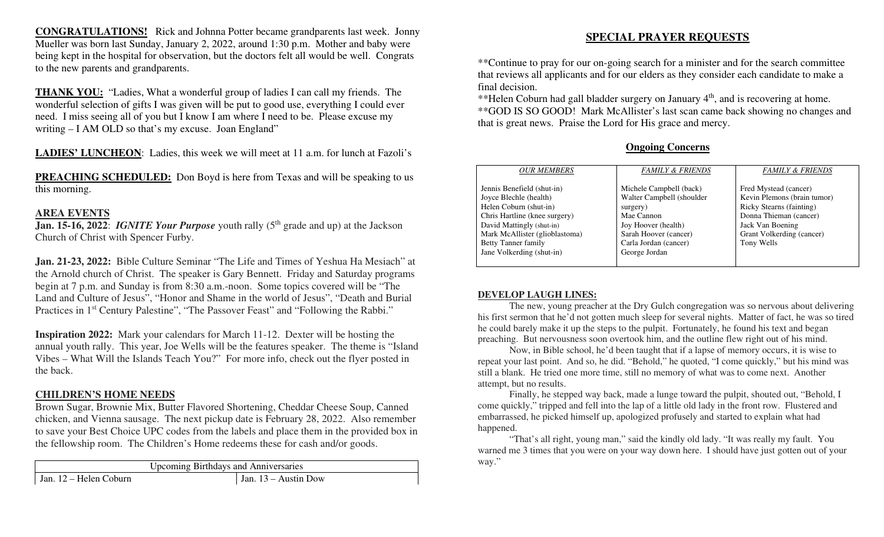**CONGRATULATIONS!** Rick and Johnna Potter became grandparents last week. Jonny Mueller was born last Sunday, January 2, 2022, around 1:30 p.m. Mother and baby were being kept in the hospital for observation, but the doctors felt all would be well. Congrats to the new parents and grandparents.

**THANK YOU:** "Ladies, What a wonderful group of ladies I can call my friends. The wonderful selection of gifts I was given will be put to good use, everything I could ever need. I miss seeing all of you but I know I am where I need to be. Please excuse my writing – I AM OLD so that's my excuse. Joan England"

**LADIES' LUNCHEON**: Ladies, this week we will meet at 11 a.m. for lunch at Fazoli's

**PREACHING SCHEDULED:** Don Boyd is here from Texas and will be speaking to us this morning.

## AREA EVENTS

**Jan. 15-16, 2022**: ***IGNITE Your Purpose*** youth rally (5th grade and up) at the Jackson Church of Christ with Spencer Furby.

**Jan. 21-23, 2022:** Bible Culture Seminar "The Life and Times of Yeshua Ha Mesiach" at the Arnold church of Christ. The speaker is Gary Bennett. Friday and Saturday programs begin at 7 p.m. and Sunday is from 8:30 a.m.-noon. Some topics covered will be "The Land and Culture of Jesus", "Honor and Shame in the world of Jesus", "Death and Burial Practices in 1st Century Palestine", "The Passover Feast" and "Following the Rabbi."

**Inspiration 2022:** Mark your calendars for March 11-12. Dexter will be hosting the annual youth rally. This year, Joe Wells will be the features speaker. The theme is "Island Vibes – What Will the Islands Teach You?" For more info, check out the flyer posted in the back.

## CHILDREN'S HOME NEEDS

Brown Sugar, Brownie Mix, Butter Flavored Shortening, Cheddar Cheese Soup, Canned chicken, and Vienna sausage. The next pickup date is February 28, 2022. Also remember to save your Best Choice UPC codes from the labels and place them in the provided box in the fellowship room. The Children's Home redeems these for cash and/or goods.

| Upcoming Birthdays and Anniversaries | |
|---|---|
| Jan. 12 – Helen Coburn | Jan. 13 – Austin Dow |

## SPECIAL PRAYER REQUESTS

**Continue to pray for our on-going search for a minister and for the search committee that reviews all applicants and for our elders as they consider each candidate to make a final decision.

**Helen Coburn had gall bladder surgery on January 4th, and is recovering at home.

**GOD IS SO GOOD! Mark McAllister's last scan came back showing no changes and that is great news. Praise the Lord for His grace and mercy.

### Ongoing Concerns

| *OUR MEMBERS* | *FAMILY & FRIENDS* | *FAMILY & FRIENDS* |
|---|---|---|
| Jennis Benefield (shut-in) | Michele Campbell (back) | Fred Mystead (cancer) |
| Joyce Blechle (health) | Walter Campbell (shoulder surgery) | Kevin Plemons (brain tumor) |
| Helen Coburn (shut-in) | Mae Cannon | Ricky Stearns (fainting) |
| Chris Hartline (knee surgery) | Joy Hoover (health) | Donna Thieman (cancer) |
| David Mattingly (shut-in) | Sarah Hoover (cancer) | Jack Van Boening |
| Mark McAllister (glioblastoma) | Carla Jordan (cancer) | Grant Volkerding (cancer) |
| Betty Tanner family | George Jordan | Tony Wells |
| Jane Volkerding (shut-in) | | |

## DEVELOP LAUGH LINES:

The new, young preacher at the Dry Gulch congregation was so nervous about delivering his first sermon that he'd not gotten much sleep for several nights. Matter of fact, he was so tired he could barely make it up the steps to the pulpit. Fortunately, he found his text and began preaching. But nervousness soon overtook him, and the outline flew right out of his mind.

Now, in Bible school, he'd been taught that if a lapse of memory occurs, it is wise to repeat your last point. And so, he did. "Behold," he quoted, "I come quickly," but his mind was still a blank. He tried one more time, still no memory of what was to come next. Another attempt, but no results.

Finally, he stepped way back, made a lunge toward the pulpit, shouted out, "Behold, I come quickly," tripped and fell into the lap of a little old lady in the front row. Flustered and embarrassed, he picked himself up, apologized profusely and started to explain what had happened.

"That's all right, young man," said the kindly old lady. "It was really my fault. You warned me 3 times that you were on your way down here. I should have just gotten out of your way."